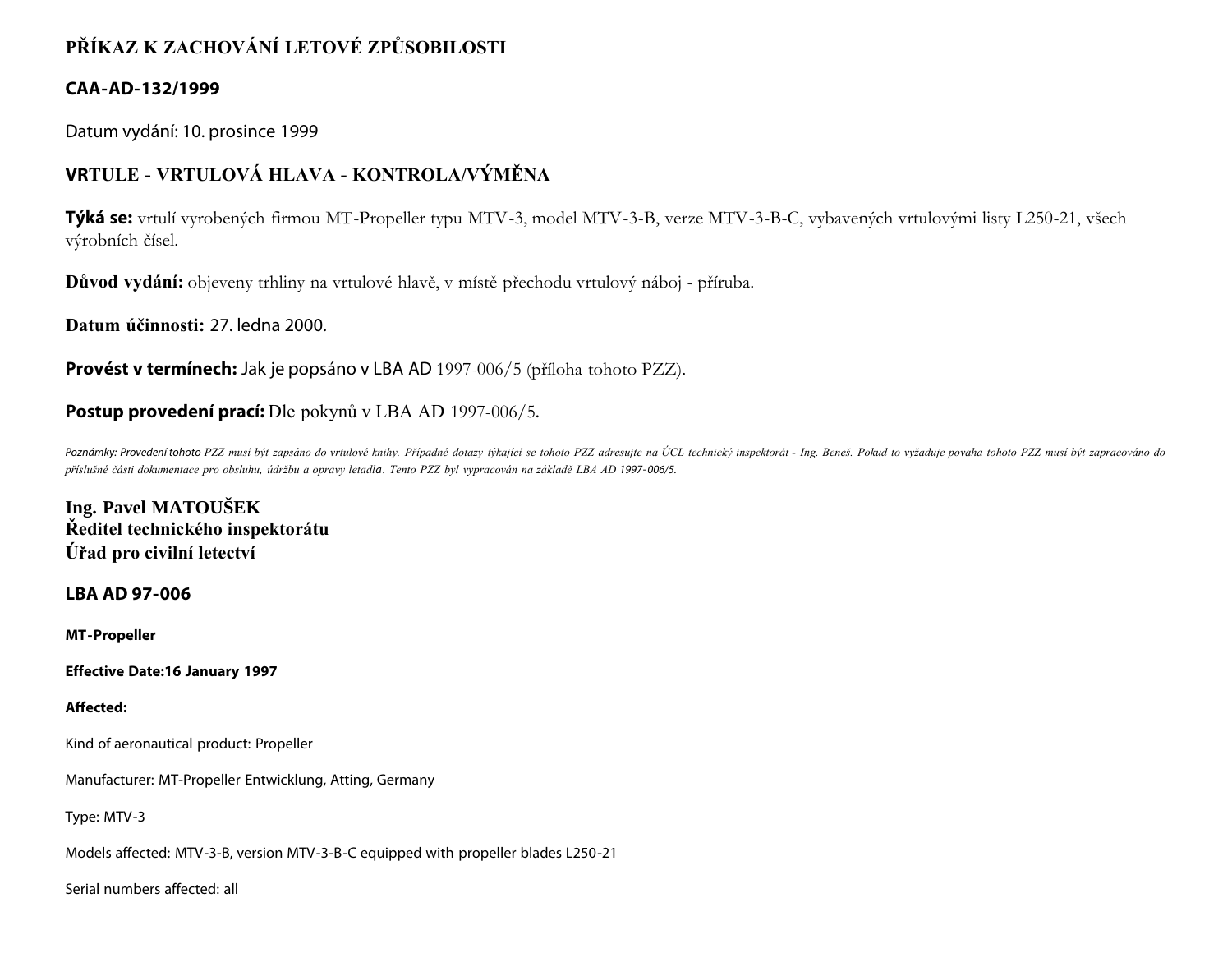# PŘÍKAZ K ZACHOVÁNÍ LETOVÉ ZPŮSOBILOSTI

## CAA-AD-132/1999

Datum vydání: 10. prosince 1999

## VRTULE - VRTULOVÁ HLAVA - KONTROLA/VÝMĚNA

**Týká se:** vrtulí vyrobených firmou MT-Propeller typu MTV-3, model MTV-3-B, verze MTV-3-B-C, vybavených vrtulovými listy L250-21, všech výrobních čísel.

**Důvod vydání:** objeveny trhliny na vrtulové hlavě, v místě přechodu vrtulový náboj - příruba.

**Datum účinnosti:** 27. ledna 2000.

**Provést v termínech:** Jak je popsáno v LBA AD 1997-006/5 (příloha tohoto PZZ).

**Postup provedení prací:** Dle pokynů v LBA AD 1997-006/5.

*Poznámky: Provedení tohoto PZZ musí být zapsáno do vrtulové knihy. Případné dotazy týkající se tohoto PZZ adresujte na ÚCL technický inspektorát - Ing. Beneš. Pokud to vyžaduje povaha tohoto PZZ musí být zapracováno do příslušné části dokumentace pro obsluhu, údržbu a opravy letadla. Tento PZZ byl vypracován na základě LBA AD 1997-006/5.*

**Ing. Pavel MATOUŠEK**
**Ředitel technického inspektorátu**
**Úřad pro civilní letectví**

## LBA AD 97-006

**MT-Propeller**

**Effective Date:16 January 1997**

**Affected:**

Kind of aeronautical product: Propeller

Manufacturer: MT-Propeller Entwicklung, Atting, Germany

Type: MTV-3

Models affected: MTV-3-B, version MTV-3-B-C equipped with propeller blades L250-21

Serial numbers affected: all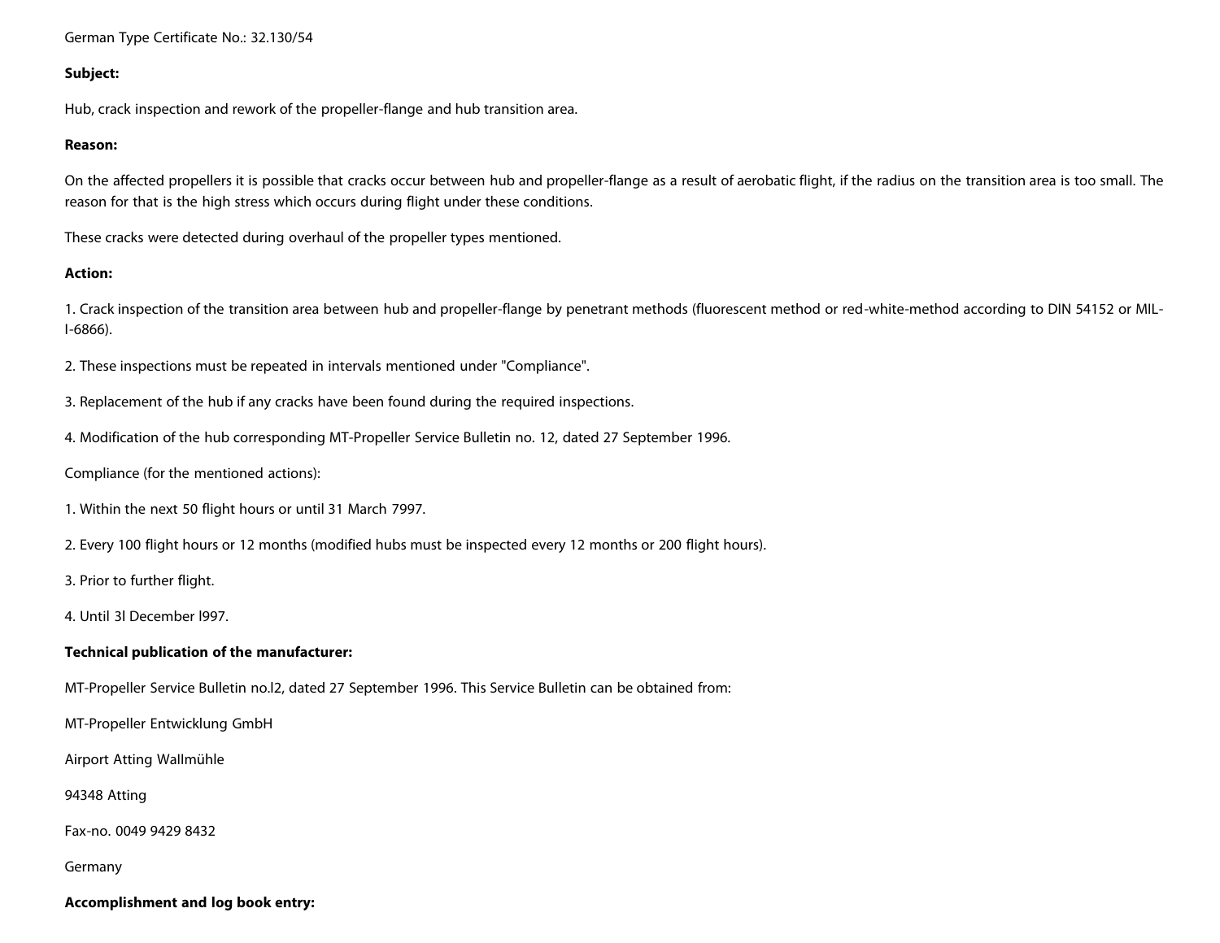German Type Certificate No.: 32.130/54

**Subject:**

Hub, crack inspection and rework of the propeller-flange and hub transition area.

**Reason:**

On the affected propellers it is possible that cracks occur between hub and propeller-flange as a result of aerobatic flight, if the radius on the transition area is too small. The reason for that is the high stress which occurs during flight under these conditions.

These cracks were detected during overhaul of the propeller types mentioned.

**Action:**

1. Crack inspection of the transition area between hub and propeller-flange by penetrant methods (fluorescent method or red-white-method according to DIN 54152 or MIL-I-6866).

2. These inspections must be repeated in intervals mentioned under "Compliance".

3. Replacement of the hub if any cracks have been found during the required inspections.

4. Modification of the hub corresponding MT-Propeller Service Bulletin no. 12, dated 27 September 1996.

Compliance (for the mentioned actions):

1. Within the next 50 flight hours or until 31 March 7997.

2. Every 100 flight hours or 12 months (modified hubs must be inspected every 12 months or 200 flight hours).

3. Prior to further flight.

4. Until 3l December l997.

**Technical publication of the manufacturer:**

MT-Propeller Service Bulletin no.l2, dated 27 September 1996. This Service Bulletin can be obtained from:

MT-Propeller Entwicklung GmbH

Airport Atting Wallmühle

94348 Atting

Fax-no. 0049 9429 8432

Germany

**Accomplishment and log book entry:**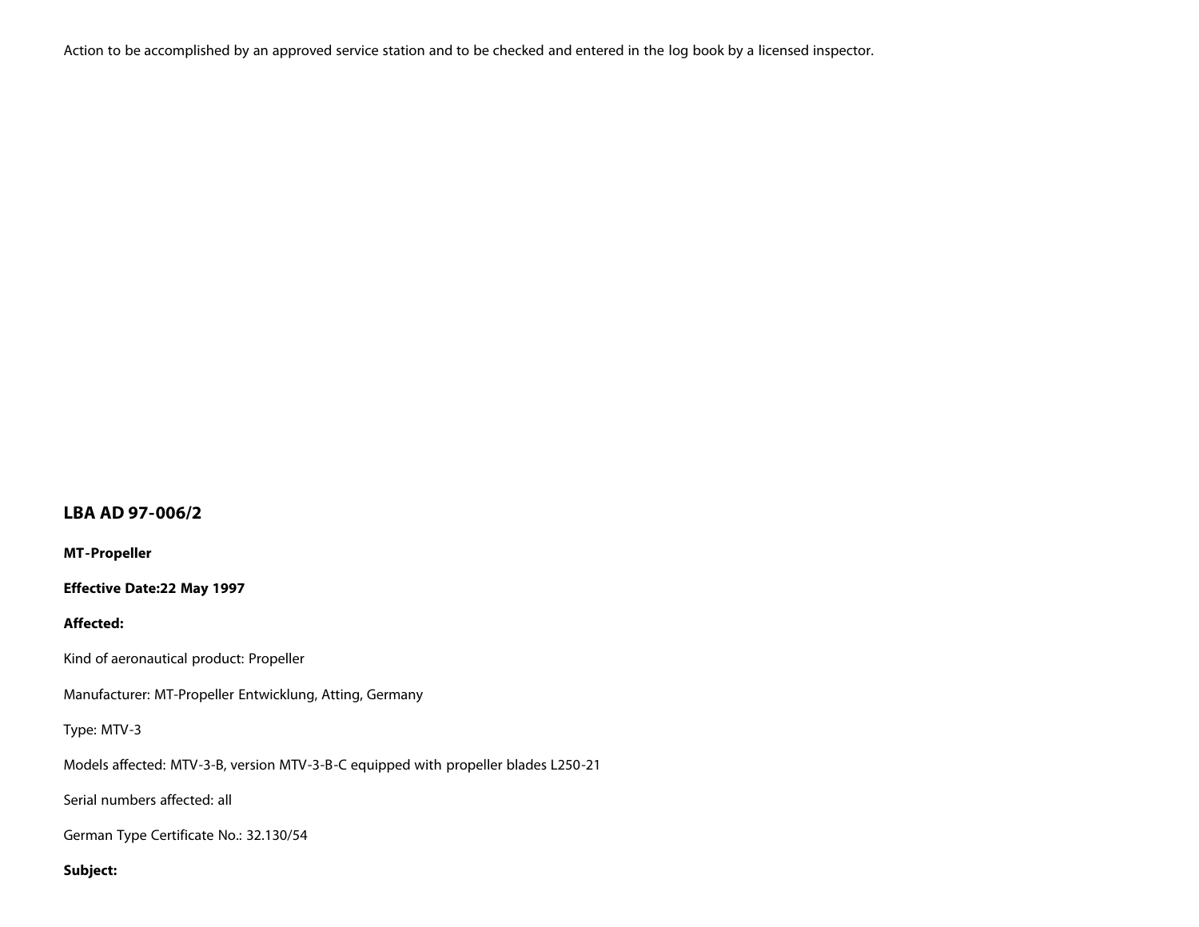Action to be accomplished by an approved service station and to be checked and entered in the log book by a licensed inspector.

## LBA AD 97-006/2

**MT-Propeller**

**Effective Date:22 May 1997**

**Affected:**

Kind of aeronautical product: Propeller

Manufacturer: MT-Propeller Entwicklung, Atting, Germany

Type: MTV-3

Models affected: MTV-3-B, version MTV-3-B-C equipped with propeller blades L250-21

Serial numbers affected: all

German Type Certificate No.: 32.130/54

**Subject:**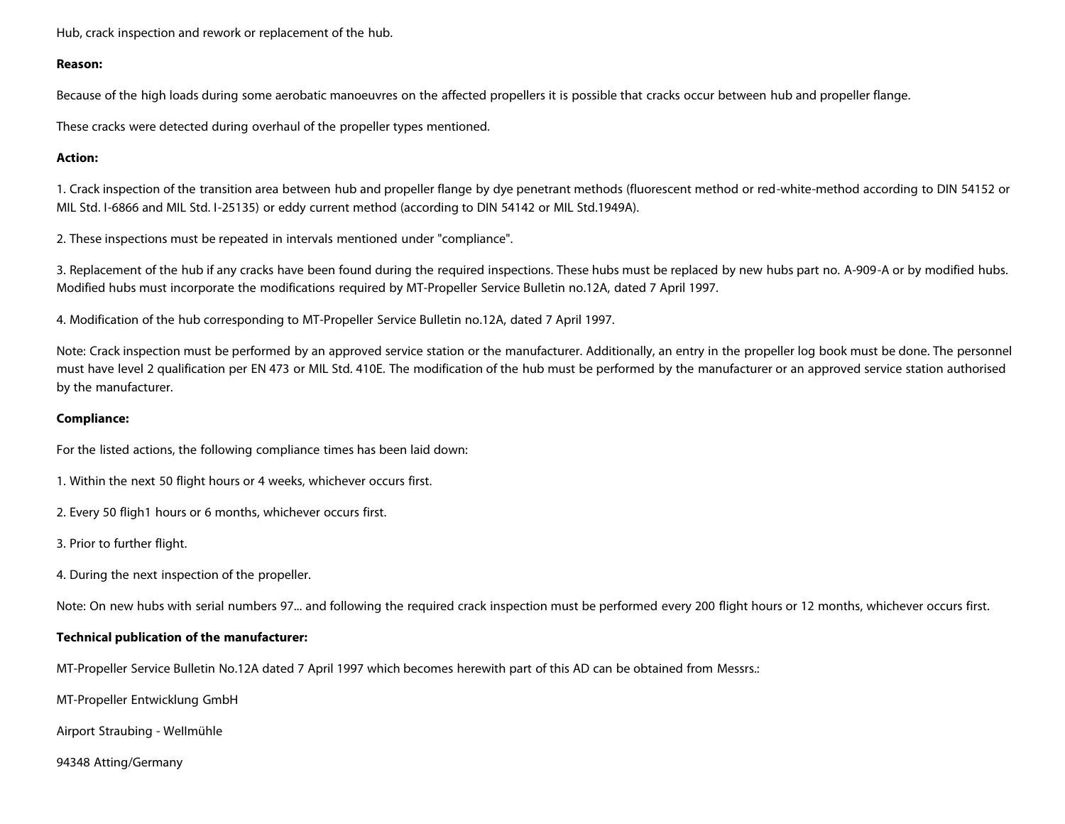Hub, crack inspection and rework or replacement of the hub.

**Reason:**

Because of the high loads during some aerobatic manoeuvres on the affected propellers it is possible that cracks occur between hub and propeller flange.

These cracks were detected during overhaul of the propeller types mentioned.

**Action:**

1. Crack inspection of the transition area between hub and propeller flange by dye penetrant methods (fluorescent method or red-white-method according to DIN 54152 or MIL Std. I-6866 and MIL Std. I-25135) or eddy current method (according to DIN 54142 or MIL Std.1949A).

2. These inspections must be repeated in intervals mentioned under "compliance".

3. Replacement of the hub if any cracks have been found during the required inspections. These hubs must be replaced by new hubs part no. A-909-A or by modified hubs. Modified hubs must incorporate the modifications required by MT-Propeller Service Bulletin no.12A, dated 7 April 1997.

4. Modification of the hub corresponding to MT-Propeller Service Bulletin no.12A, dated 7 April 1997.

Note: Crack inspection must be performed by an approved service station or the manufacturer. Additionally, an entry in the propeller log book must be done. The personnel must have level 2 qualification per EN 473 or MIL Std. 410E. The modification of the hub must be performed by the manufacturer or an approved service station authorised by the manufacturer.

**Compliance:**

For the listed actions, the following compliance times has been laid down:

1. Within the next 50 flight hours or 4 weeks, whichever occurs first.

2. Every 50 fligh1 hours or 6 months, whichever occurs first.

3. Prior to further flight.

4. During the next inspection of the propeller.

Note: On new hubs with serial numbers 97... and following the required crack inspection must be performed every 200 flight hours or 12 months, whichever occurs first.

**Technical publication of the manufacturer:**

MT-Propeller Service Bulletin No.12A dated 7 April 1997 which becomes herewith part of this AD can be obtained from Messrs.:

MT-Propeller Entwicklung GmbH

Airport Straubing - Wellmühle

94348 Atting/Germany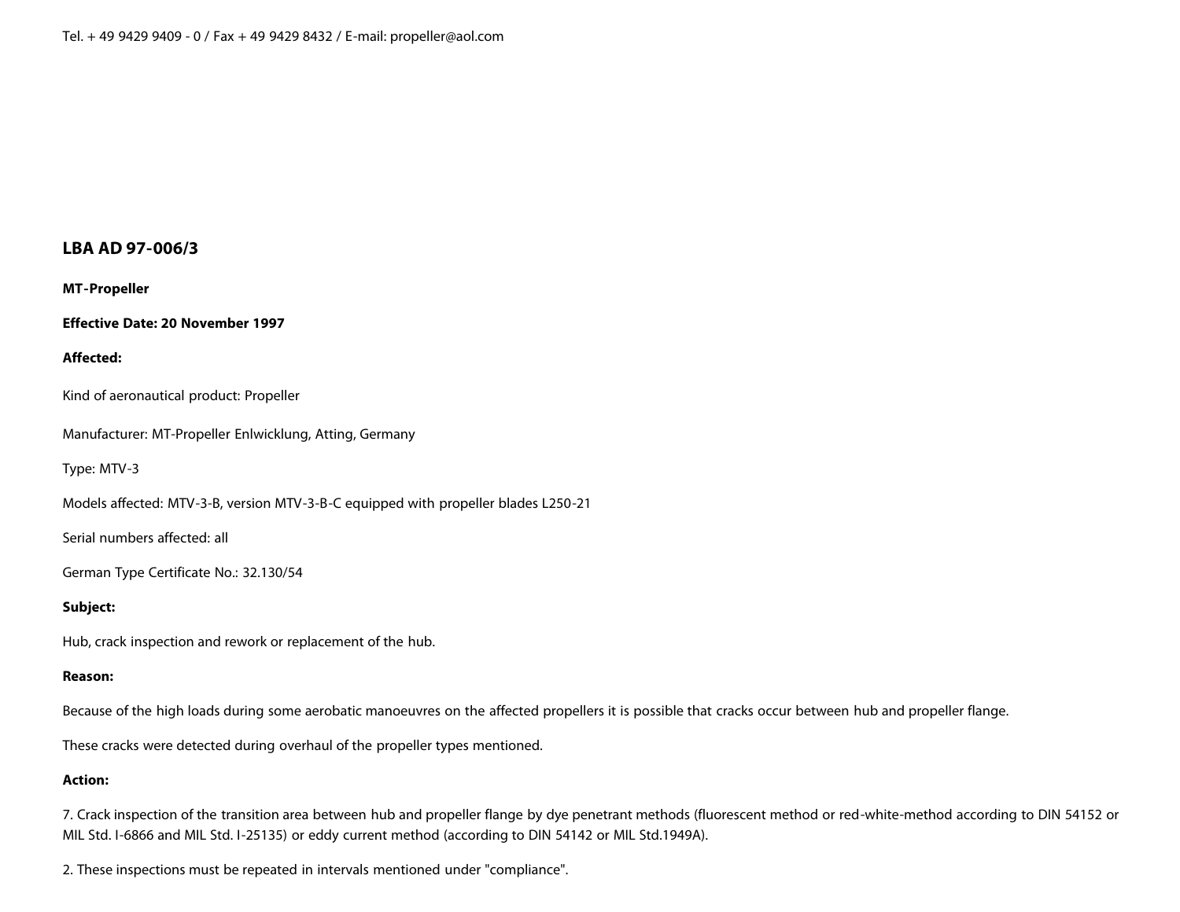Tel. + 49 9429 9409 - 0 / Fax + 49 9429 8432 / E-mail: propeller@aol.com

## LBA AD 97-006/3

**MT-Propeller**

**Effective Date: 20 November 1997**

**Affected:**

Kind of aeronautical product: Propeller

Manufacturer: MT-Propeller Enlwicklung, Atting, Germany

Type: MTV-3

Models affected: MTV-3-B, version MTV-3-B-C equipped with propeller blades L250-21

Serial numbers affected: all

German Type Certificate No.: 32.130/54

**Subject:**

Hub, crack inspection and rework or replacement of the hub.

**Reason:**

Because of the high loads during some aerobatic manoeuvres on the affected propellers it is possible that cracks occur between hub and propeller flange.

These cracks were detected during overhaul of the propeller types mentioned.

**Action:**

7. Crack inspection of the transition area between hub and propeller flange by dye penetrant methods (fluorescent method or red-white-method according to DIN 54152 or MIL Std. I-6866 and MIL Std. I-25135) or eddy current method (according to DIN 54142 or MIL Std.1949A).

2. These inspections must be repeated in intervals mentioned under "compliance".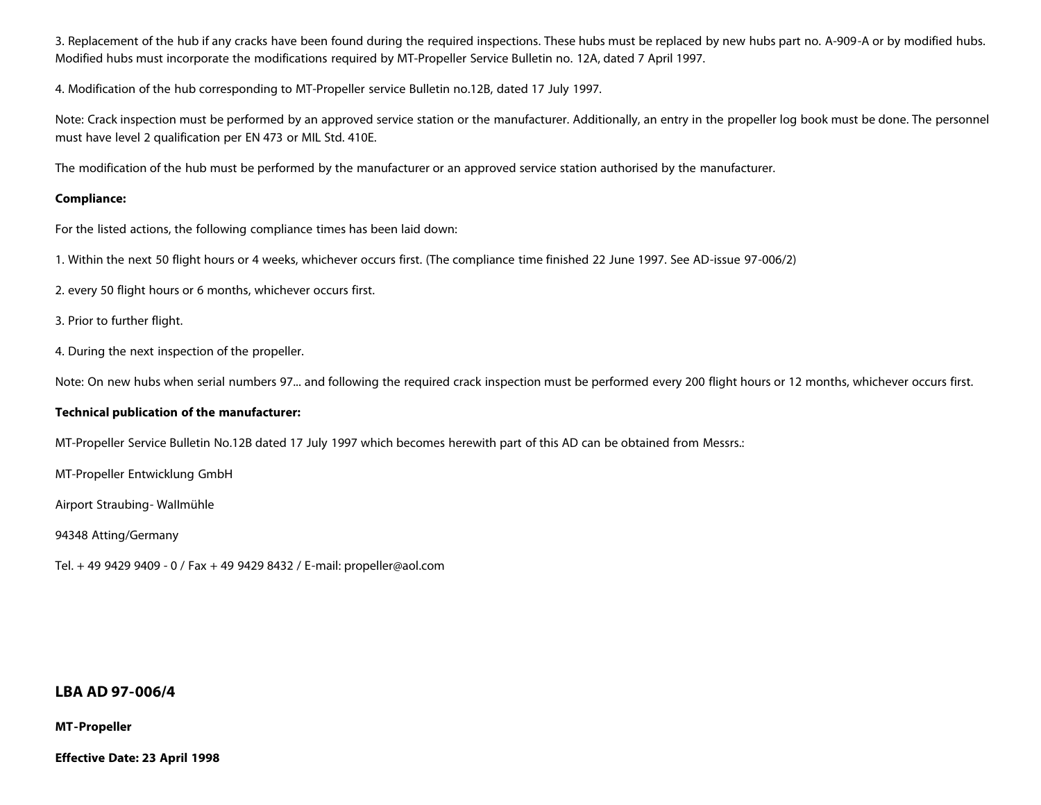3. Replacement of the hub if any cracks have been found during the required inspections. These hubs must be replaced by new hubs part no. A-909-A or by modified hubs. Modified hubs must incorporate the modifications required by MT-Propeller Service Bulletin no. 12A, dated 7 April 1997.

4. Modification of the hub corresponding to MT-Propeller service Bulletin no.12B, dated 17 July 1997.

Note: Crack inspection must be performed by an approved service station or the manufacturer. Additionally, an entry in the propeller log book must be done. The personnel must have level 2 qualification per EN 473 or MIL Std. 410E.

The modification of the hub must be performed by the manufacturer or an approved service station authorised by the manufacturer.

**Compliance:**

For the listed actions, the following compliance times has been laid down:

1. Within the next 50 flight hours or 4 weeks, whichever occurs first. (The compliance time finished 22 June 1997. See AD-issue 97-006/2)

2. every 50 flight hours or 6 months, whichever occurs first.

3. Prior to further flight.

4. During the next inspection of the propeller.

Note: On new hubs when serial numbers 97... and following the required crack inspection must be performed every 200 flight hours or 12 months, whichever occurs first.

**Technical publication of the manufacturer:**

MT-Propeller Service Bulletin No.12B dated 17 July 1997 which becomes herewith part of this AD can be obtained from Messrs.:

MT-Propeller Entwicklung GmbH

Airport Straubing- Wallmühle

94348 Atting/Germany

Tel. + 49 9429 9409 - 0 / Fax + 49 9429 8432 / E-mail: propeller@aol.com

## LBA AD 97-006/4

**MT-Propeller**

**Effective Date: 23 April 1998**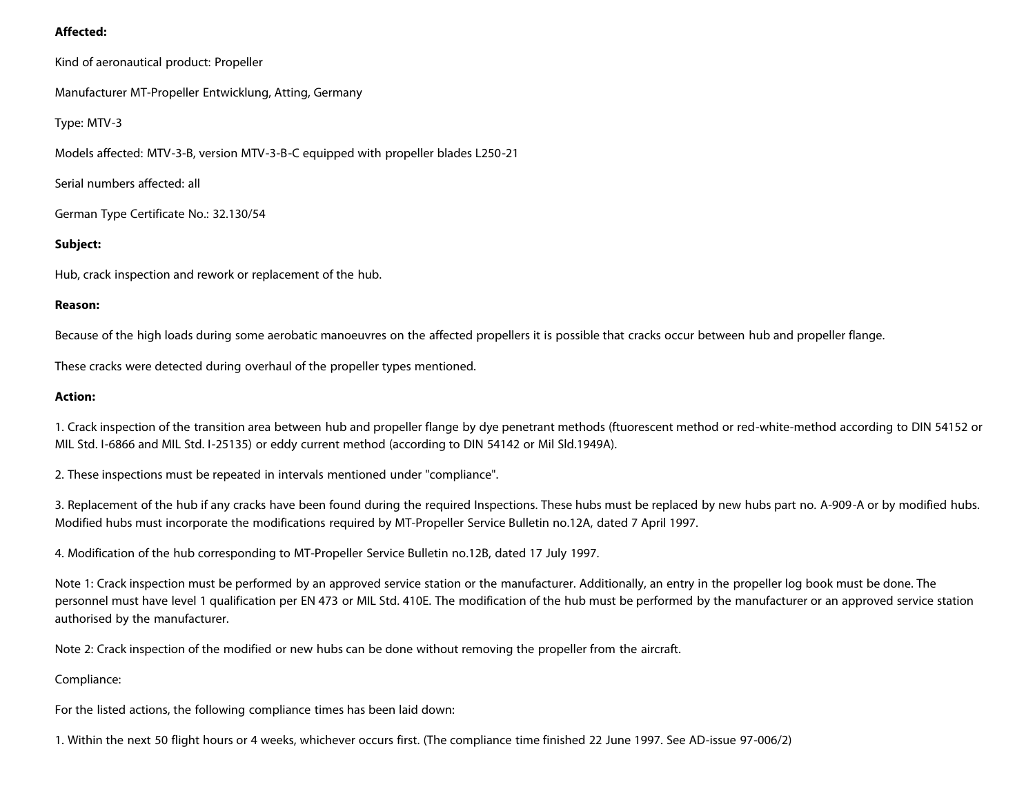**Affected:**

Kind of aeronautical product: Propeller

Manufacturer MT-Propeller Entwicklung, Atting, Germany

Type: MTV-3

Models affected: MTV-3-B, version MTV-3-B-C equipped with propeller blades L250-21

Serial numbers affected: all

German Type Certificate No.: 32.130/54

**Subject:**

Hub, crack inspection and rework or replacement of the hub.

**Reason:**

Because of the high loads during some aerobatic manoeuvres on the affected propellers it is possible that cracks occur between hub and propeller flange.

These cracks were detected during overhaul of the propeller types mentioned.

**Action:**

1. Crack inspection of the transition area between hub and propeller flange by dye penetrant methods (ftuorescent method or red-white-method according to DIN 54152 or MIL Std. I-6866 and MIL Std. I-25135) or eddy current method (according to DIN 54142 or Mil Sld.1949A).

2. These inspections must be repeated in intervals mentioned under "compliance".

3. Replacement of the hub if any cracks have been found during the required Inspections. These hubs must be replaced by new hubs part no. A-909-A or by modified hubs. Modified hubs must incorporate the modifications required by MT-Propeller Service Bulletin no.12A, dated 7 April 1997.

4. Modification of the hub corresponding to MT-Propeller Service Bulletin no.12B, dated 17 July 1997.

Note 1: Crack inspection must be performed by an approved service station or the manufacturer. Additionally, an entry in the propeller log book must be done. The personnel must have level 1 qualification per EN 473 or MIL Std. 410E. The modification of the hub must be performed by the manufacturer or an approved service station authorised by the manufacturer.

Note 2: Crack inspection of the modified or new hubs can be done without removing the propeller from the aircraft.

Compliance:

For the listed actions, the following compliance times has been laid down:

1. Within the next 50 flight hours or 4 weeks, whichever occurs first. (The compliance time finished 22 June 1997. See AD-issue 97-006/2)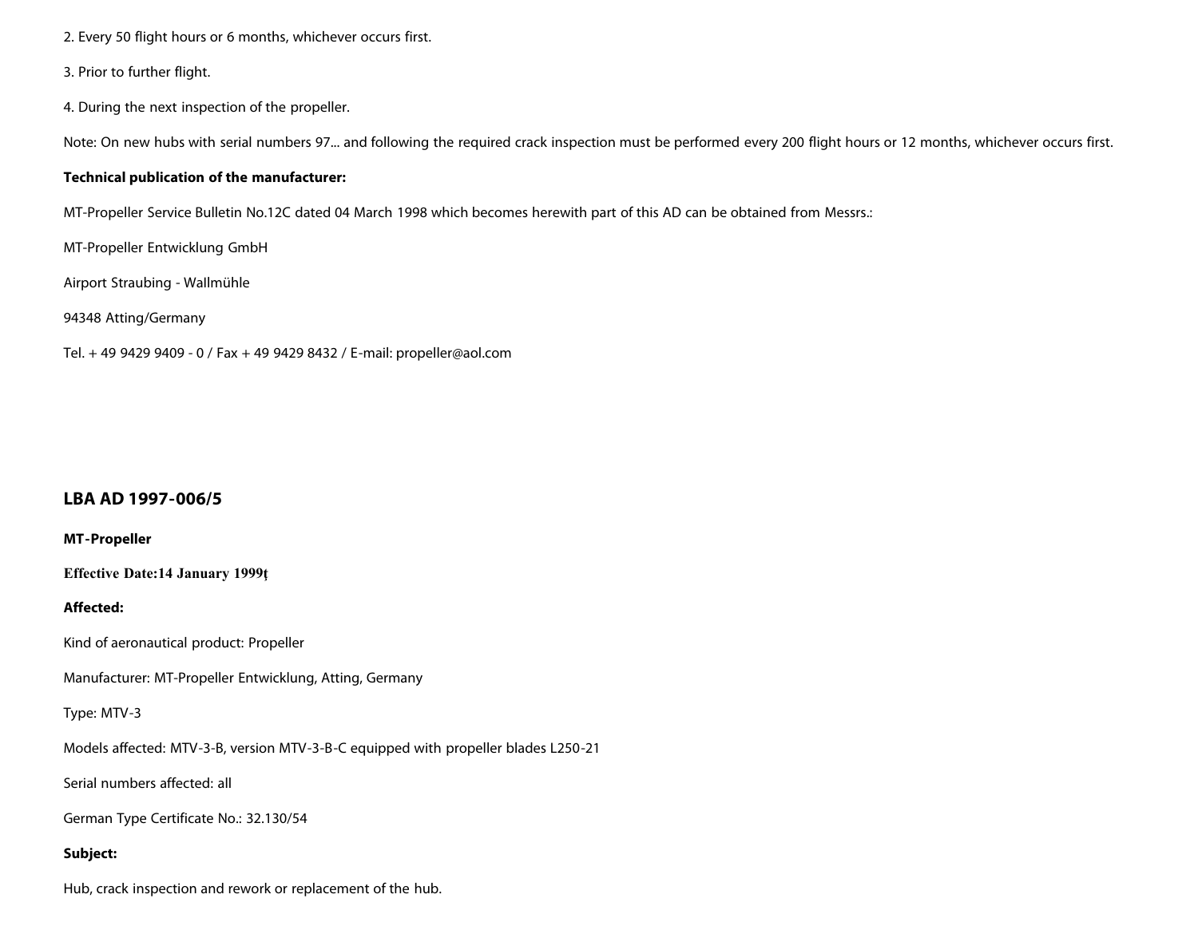2. Every 50 flight hours or 6 months, whichever occurs first.

3. Prior to further flight.

4. During the next inspection of the propeller.

Note: On new hubs with serial numbers 97... and following the required crack inspection must be performed every 200 flight hours or 12 months, whichever occurs first.

**Technical publication of the manufacturer:**

MT-Propeller Service Bulletin No.12C dated 04 March 1998 which becomes herewith part of this AD can be obtained from Messrs.:

MT-Propeller Entwicklung GmbH

Airport Straubing - Wallmühle

94348 Atting/Germany

Tel. + 49 9429 9409 - 0 / Fax + 49 9429 8432 / E-mail: propeller@aol.com

## LBA AD 1997-006/5

**MT-Propeller**

**Effective Date:14 January 1999ţ**

**Affected:**

Kind of aeronautical product: Propeller

Manufacturer: MT-Propeller Entwicklung, Atting, Germany

Type: MTV-3

Models affected: MTV-3-B, version MTV-3-B-C equipped with propeller blades L250-21

Serial numbers affected: all

German Type Certificate No.: 32.130/54

**Subject:**

Hub, crack inspection and rework or replacement of the hub.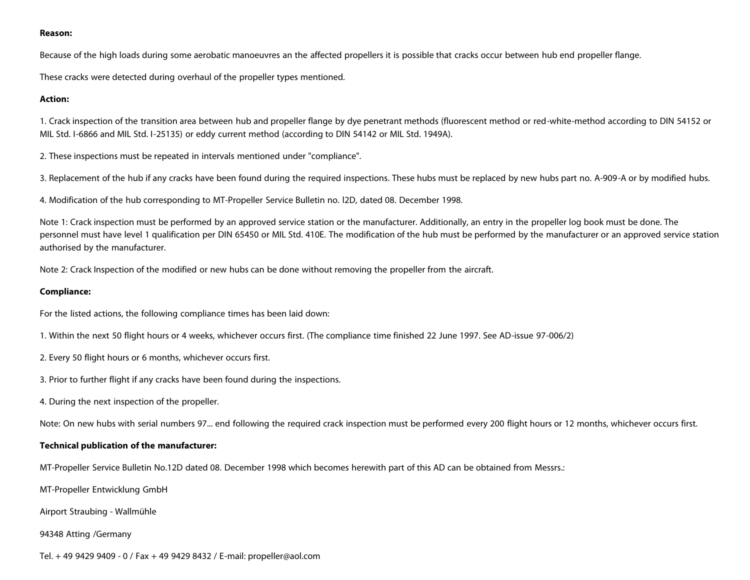**Reason:**

Because of the high loads during some aerobatic manoeuvres an the affected propellers it is possible that cracks occur between hub end propeller flange.

These cracks were detected during overhaul of the propeller types mentioned.

**Action:**

1. Crack inspection of the transition area between hub and propeller flange by dye penetrant methods (fluorescent method or red-white-method according to DIN 54152 or MIL Std. I-6866 and MIL Std. I-25135) or eddy current method (according to DIN 54142 or MIL Std. 1949A).

2. These inspections must be repeated in intervals mentioned under "compliance".

3. Replacement of the hub if any cracks have been found during the required inspections. These hubs must be replaced by new hubs part no. A-909-A or by modified hubs.

4. Modification of the hub corresponding to MT-Propeller Service Bulletin no. I2D, dated 08. December 1998.

Note 1: Crack inspection must be performed by an approved service station or the manufacturer. Additionally, an entry in the propeller log book must be done. The personnel must have level 1 qualification per DIN 65450 or MIL Std. 410E. The modification of the hub must be performed by the manufacturer or an approved service station authorised by the manufacturer.

Note 2: Crack Inspection of the modified or new hubs can be done without removing the propeller from the aircraft.

**Compliance:**

For the listed actions, the following compliance times has been laid down:

1. Within the next 50 flight hours or 4 weeks, whichever occurs first. (The compliance time finished 22 June 1997. See AD-issue 97-006/2)

2. Every 50 flight hours or 6 months, whichever occurs first.

3. Prior to further flight if any cracks have been found during the inspections.

4. During the next inspection of the propeller.

Note: On new hubs with serial numbers 97... end following the required crack inspection must be performed every 200 flight hours or 12 months, whichever occurs first.

**Technical publication of the manufacturer:**

MT-Propeller Service Bulletin No.12D dated 08. December 1998 which becomes herewith part of this AD can be obtained from Messrs.:

MT-Propeller Entwicklung GmbH

Airport Straubing - Wallmühle

94348 Atting /Germany

Tel. + 49 9429 9409 - 0 / Fax + 49 9429 8432 / E-mail: propeller@aol.com